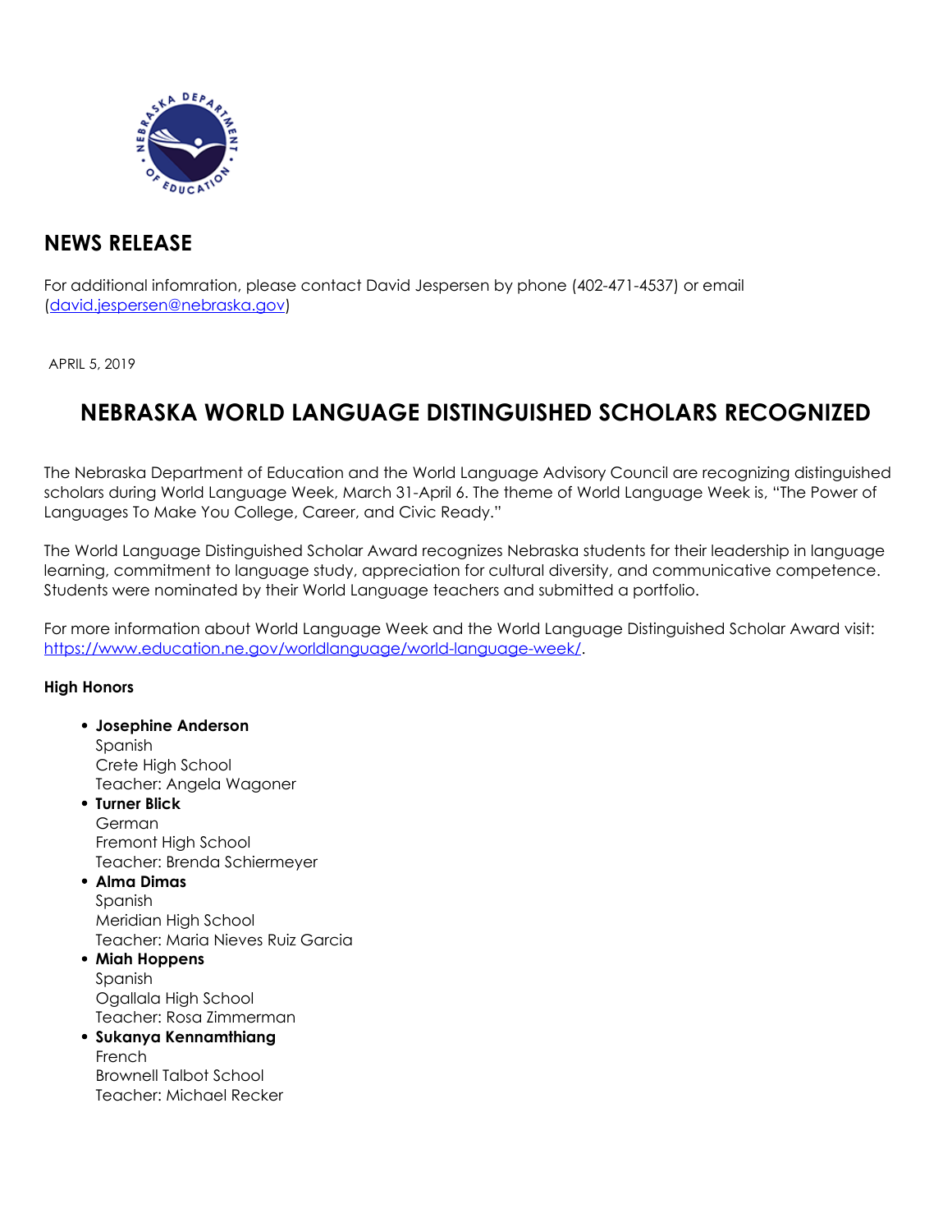## NEWS RELEASE

For additional infomration, please contact David Jespersen by phone (402-471-4537) or email (david.jespersen@nebraska.gov)

APRIL 5, 2019

# NEBRASKA WORLD LANGUAGE DISTINGUISHED SCHOLARS RECOGNIZED

The Nebraska Department of Education and the World Language Advisory Council are recognizing distinguished scholars during World Language Week, March 31-April 6. The theme of World Language Week is, "The Power of Languages To Make You College, Career, and Civic Ready."

The World Language Distinguished Scholar Award recognizes Nebraska students for their leadership in language learning, commitment to language study, appreciation for cultural diversity, and communicative competence. Students were nominated by their World Language teachers and submitted a portfolio.

For more information about World Language Week and the World Language Distinguished Scholar Award visit: https://www.education.ne.gov/worldlanguage/world-language-week/.

**High Honors**

- **Josephine Anderson**
  Spanish
  Crete High School
  Teacher: Angela Wagoner
- **Turner Blick**
  German
  Fremont High School
  Teacher: Brenda Schiermeyer
- **Alma Dimas**
  Spanish
  Meridian High School
  Teacher: Maria Nieves Ruiz Garcia
- **Miah Hoppens**
  Spanish
  Ogallala High School
  Teacher: Rosa Zimmerman
- **Sukanya Kennamthiang**
  French
  Brownell Talbot School
  Teacher: Michael Recker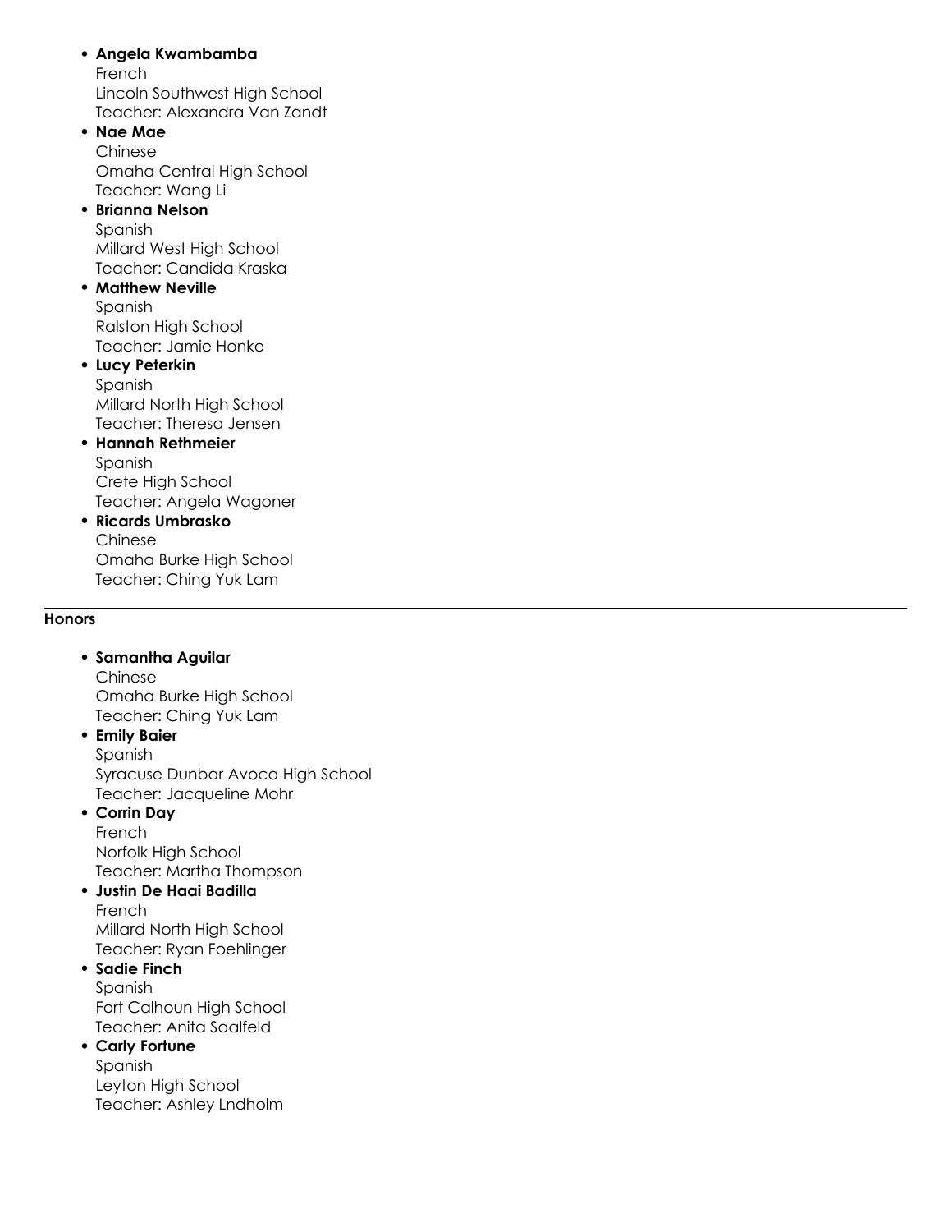- **Angela Kwambamba**
  French
  Lincoln Southwest High School
  Teacher: Alexandra Van Zandt
- **Nae Mae**
  Chinese
  Omaha Central High School
  Teacher: Wang Li
- **Brianna Nelson**
  Spanish
  Millard West High School
  Teacher: Candida Kraska
- **Matthew Neville**
  Spanish
  Ralston High School
  Teacher: Jamie Honke
- **Lucy Peterkin**
  Spanish
  Millard North High School
  Teacher: Theresa Jensen
- **Hannah Rethmeier**
  Spanish
  Crete High School
  Teacher: Angela Wagoner
- **Ricards Umbrasko**
  Chinese
  Omaha Burke High School
  Teacher: Ching Yuk Lam

---

**Honors**

- **Samantha Aguilar**
  Chinese
  Omaha Burke High School
  Teacher: Ching Yuk Lam
- **Emily Baier**
  Spanish
  Syracuse Dunbar Avoca High School
  Teacher: Jacqueline Mohr
- **Corrin Day**
  French
  Norfolk High School
  Teacher: Martha Thompson
- **Justin De Haai Badilla**
  French
  Millard North High School
  Teacher: Ryan Foehlinger
- **Sadie Finch**
  Spanish
  Fort Calhoun High School
  Teacher: Anita Saalfeld
- **Carly Fortune**
  Spanish
  Leyton High School
  Teacher: Ashley Lndholm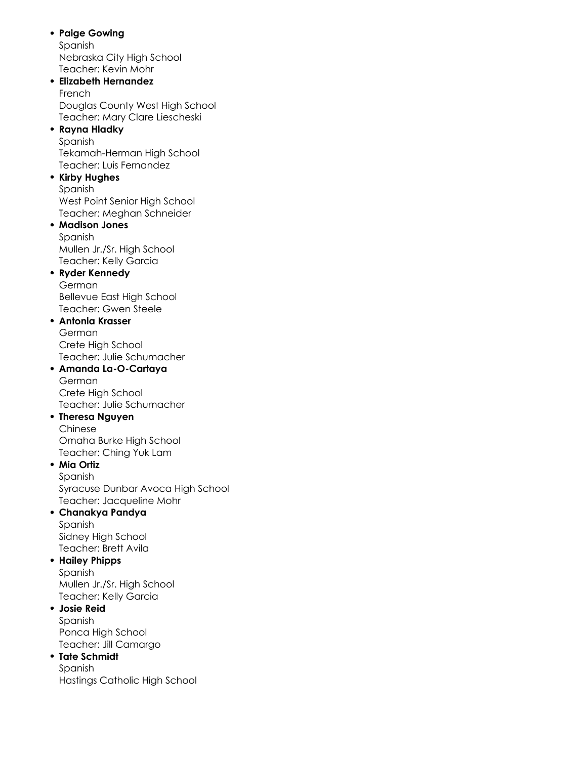- **Paige Gowing**
  Spanish
  Nebraska City High School
  Teacher: Kevin Mohr
- **Elizabeth Hernandez**
  French
  Douglas County West High School
  Teacher: Mary Clare Liescheski
- **Rayna Hladky**
  Spanish
  Tekamah-Herman High School
  Teacher: Luis Fernandez
- **Kirby Hughes**
  Spanish
  West Point Senior High School
  Teacher: Meghan Schneider
- **Madison Jones**
  Spanish
  Mullen Jr./Sr. High School
  Teacher: Kelly Garcia
- **Ryder Kennedy**
  German
  Bellevue East High School
  Teacher: Gwen Steele
- **Antonia Krasser**
  German
  Crete High School
  Teacher: Julie Schumacher
- **Amanda La-O-Cartaya**
  German
  Crete High School
  Teacher: Julie Schumacher
- **Theresa Nguyen**
  Chinese
  Omaha Burke High School
  Teacher: Ching Yuk Lam
- **Mia Ortiz**
  Spanish
  Syracuse Dunbar Avoca High School
  Teacher: Jacqueline Mohr
- **Chanakya Pandya**
  Spanish
  Sidney High School
  Teacher: Brett Avila
- **Hailey Phipps**
  Spanish
  Mullen Jr./Sr. High School
  Teacher: Kelly Garcia
- **Josie Reid**
  Spanish
  Ponca High School
  Teacher: Jill Camargo
- **Tate Schmidt**
  Spanish
  Hastings Catholic High School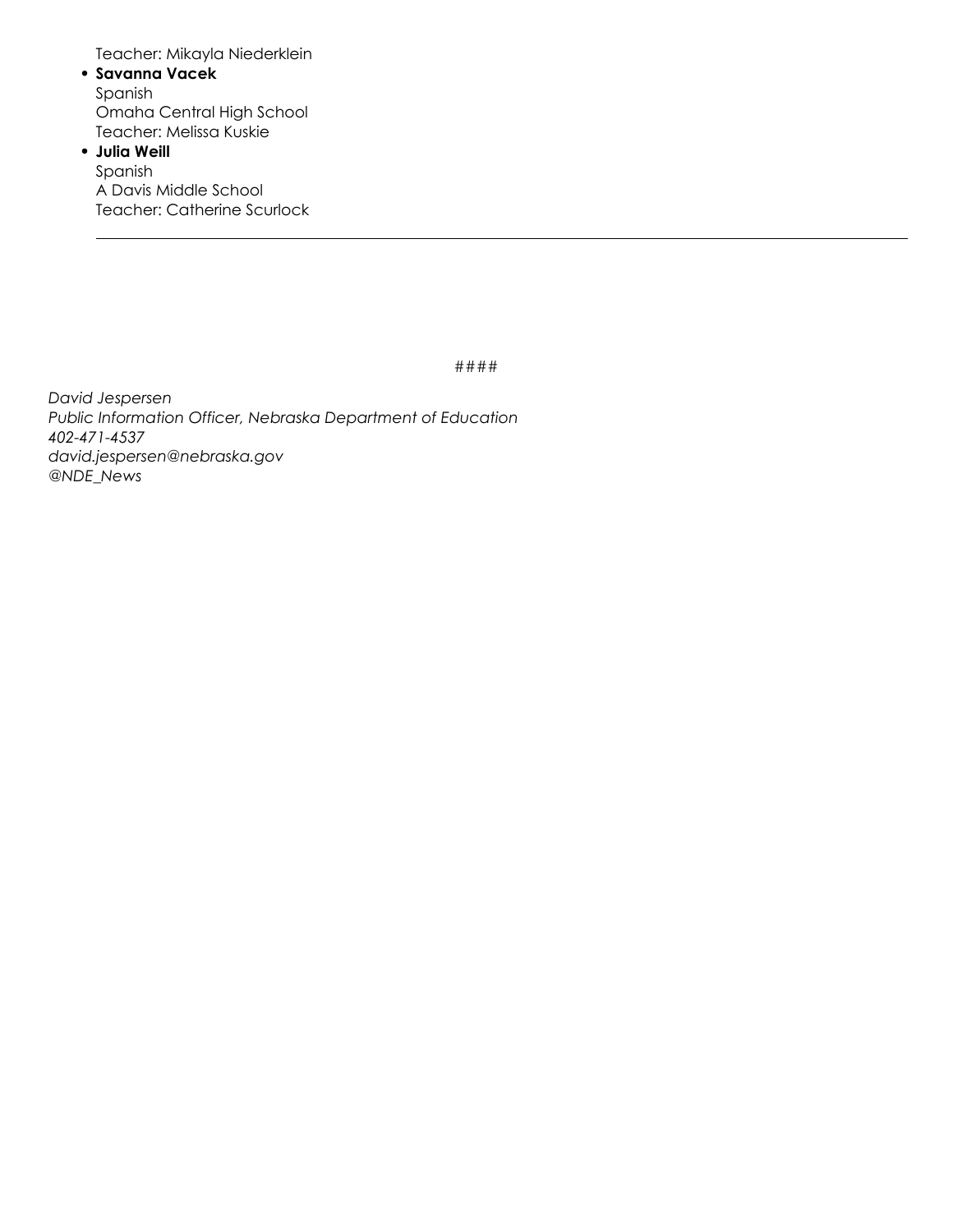Teacher: Mikayla Niederklein

- **Savanna Vacek**
  Spanish
  Omaha Central High School
  Teacher: Melissa Kuskie
- **Julia Weill**
  Spanish
  A Davis Middle School
  Teacher: Catherine Scurlock

---

####

*David Jespersen*
*Public Information Officer, Nebraska Department of Education*
*402-471-4537*
*david.jespersen@nebraska.gov*
*@NDE_News*